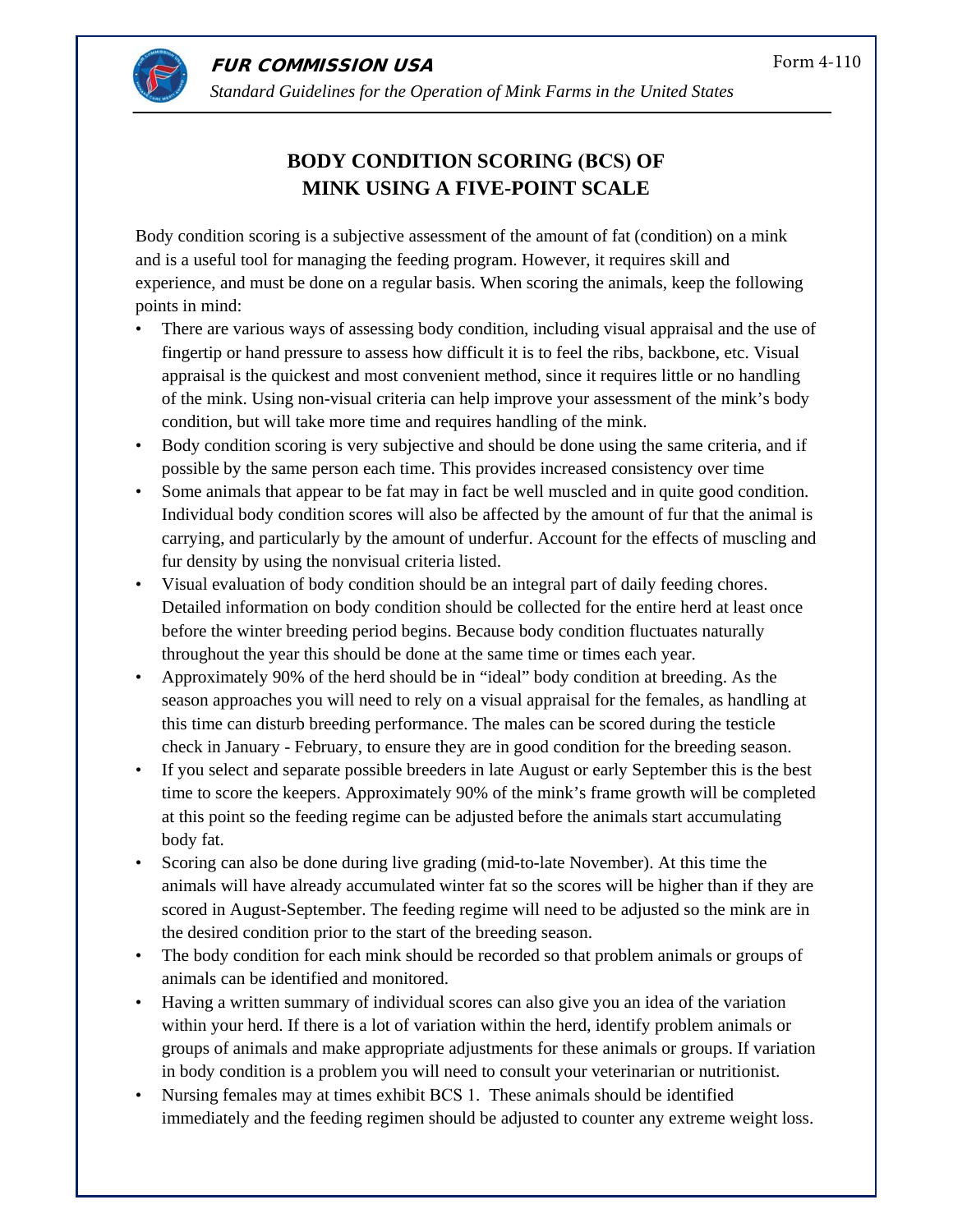# BODY CONDITION SCORING (BCS) OF MINK USING A FIVE-POINT SCALE

Body condition scoring is a subjective assessment of the amount of fat (condition) on a mink and is a useful tool for managing the feeding program. However, it requires skill and experience, and must be done on a regular basis. When scoring the animals, keep the following points in mind:

- There are various ways of assessing body condition, including visual appraisal and the use of fingertip or hand pressure to assess how difficult it is to feel the ribs, backbone, etc. Visual appraisal is the quickest and most convenient method, since it requires little or no handling of the mink. Using non-visual criteria can help improve your assessment of the mink's body condition, but will take more time and requires handling of the mink.
- Body condition scoring is very subjective and should be done using the same criteria, and if possible by the same person each time. This provides increased consistency over time
- Some animals that appear to be fat may in fact be well muscled and in quite good condition. Individual body condition scores will also be affected by the amount of fur that the animal is carrying, and particularly by the amount of underfur. Account for the effects of muscling and fur density by using the nonvisual criteria listed.
- Visual evaluation of body condition should be an integral part of daily feeding chores. Detailed information on body condition should be collected for the entire herd at least once before the winter breeding period begins. Because body condition fluctuates naturally throughout the year this should be done at the same time or times each year.
- Approximately 90% of the herd should be in "ideal" body condition at breeding. As the season approaches you will need to rely on a visual appraisal for the females, as handling at this time can disturb breeding performance. The males can be scored during the testicle check in January - February, to ensure they are in good condition for the breeding season.
- If you select and separate possible breeders in late August or early September this is the best time to score the keepers. Approximately 90% of the mink's frame growth will be completed at this point so the feeding regime can be adjusted before the animals start accumulating body fat.
- Scoring can also be done during live grading (mid-to-late November). At this time the animals will have already accumulated winter fat so the scores will be higher than if they are scored in August-September. The feeding regime will need to be adjusted so the mink are in the desired condition prior to the start of the breeding season.
- The body condition for each mink should be recorded so that problem animals or groups of animals can be identified and monitored.
- Having a written summary of individual scores can also give you an idea of the variation within your herd. If there is a lot of variation within the herd, identify problem animals or groups of animals and make appropriate adjustments for these animals or groups. If variation in body condition is a problem you will need to consult your veterinarian or nutritionist.
- Nursing females may at times exhibit BCS 1. These animals should be identified immediately and the feeding regimen should be adjusted to counter any extreme weight loss.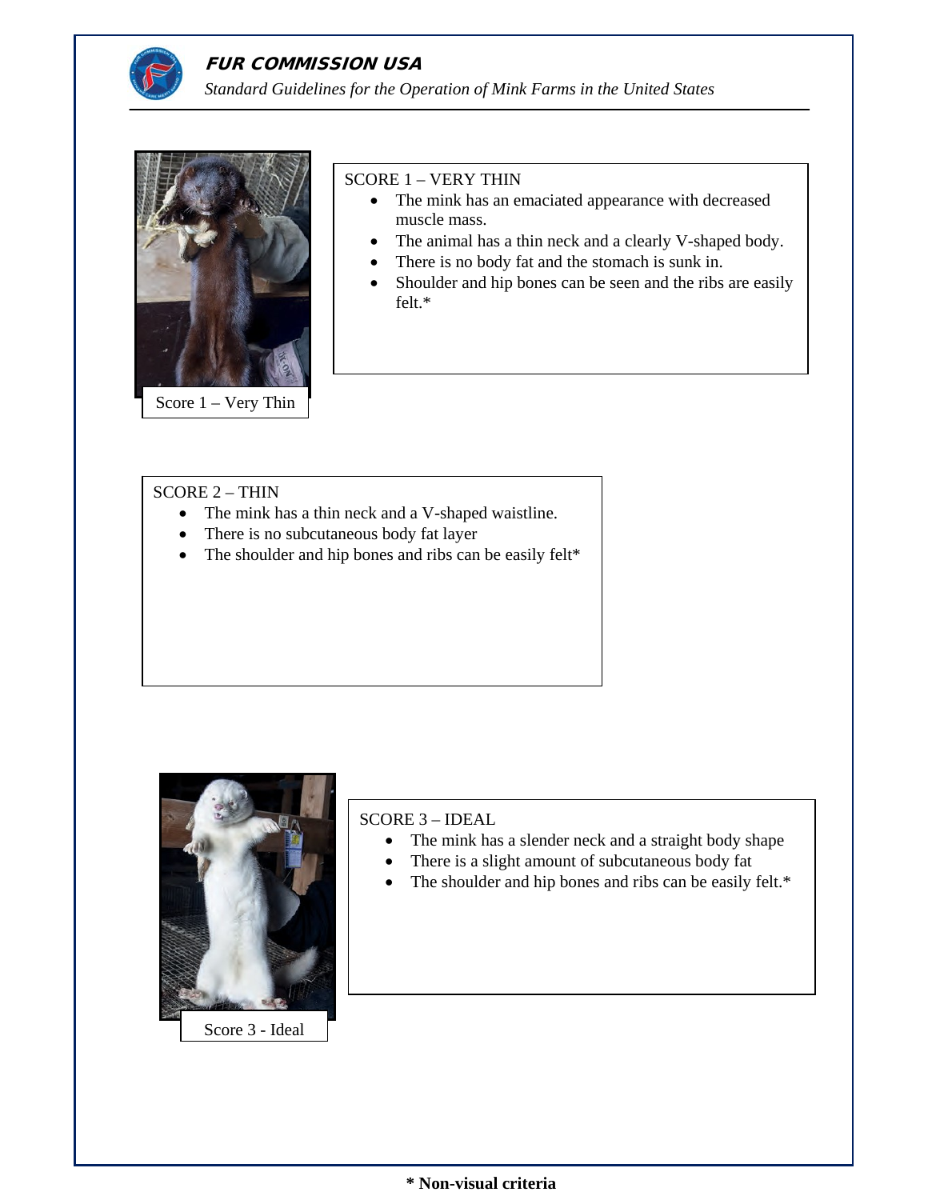Score 1 – Very Thin

SCORE 1 – VERY THIN

- The mink has an emaciated appearance with decreased muscle mass.
- The animal has a thin neck and a clearly V-shaped body.
- There is no body fat and the stomach is sunk in.
- Shoulder and hip bones can be seen and the ribs are easily felt.*

SCORE 2 – THIN

- The mink has a thin neck and a V-shaped waistline.
- There is no subcutaneous body fat layer
- The shoulder and hip bones and ribs can be easily felt*

Score 3 - Ideal

SCORE 3 – IDEAL

- The mink has a slender neck and a straight body shape
- There is a slight amount of subcutaneous body fat
- The shoulder and hip bones and ribs can be easily felt.*

**\* Non-visual criteria**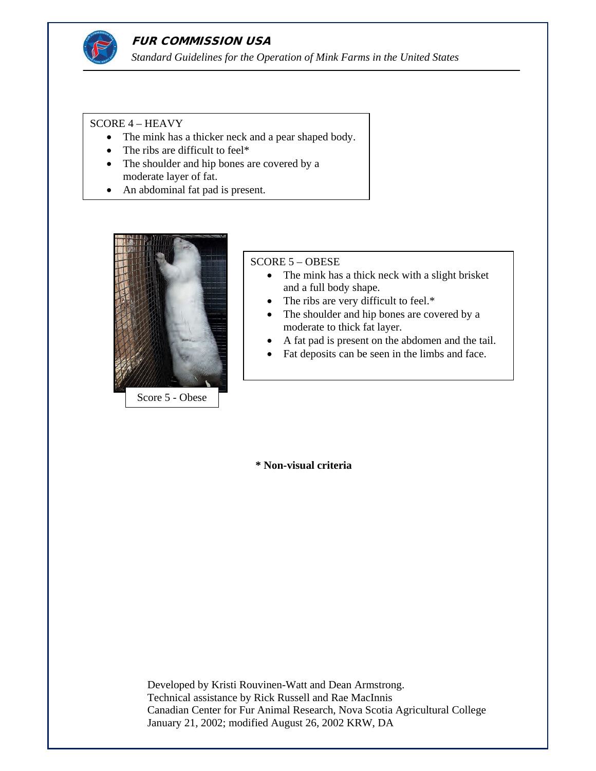SCORE 4 – HEAVY

- The mink has a thicker neck and a pear shaped body.
- The ribs are difficult to feel*
- The shoulder and hip bones are covered by a moderate layer of fat.
- An abdominal fat pad is present.

Score 5 - Obese

SCORE 5 – OBESE

- The mink has a thick neck with a slight brisket and a full body shape.
- The ribs are very difficult to feel.*
- The shoulder and hip bones are covered by a moderate to thick fat layer.
- A fat pad is present on the abdomen and the tail.
- Fat deposits can be seen in the limbs and face.

**\* Non-visual criteria**

Developed by Kristi Rouvinen-Watt and Dean Armstrong.
Technical assistance by Rick Russell and Rae MacInnis
Canadian Center for Fur Animal Research, Nova Scotia Agricultural College
January 21, 2002; modified August 26, 2002 KRW, DA